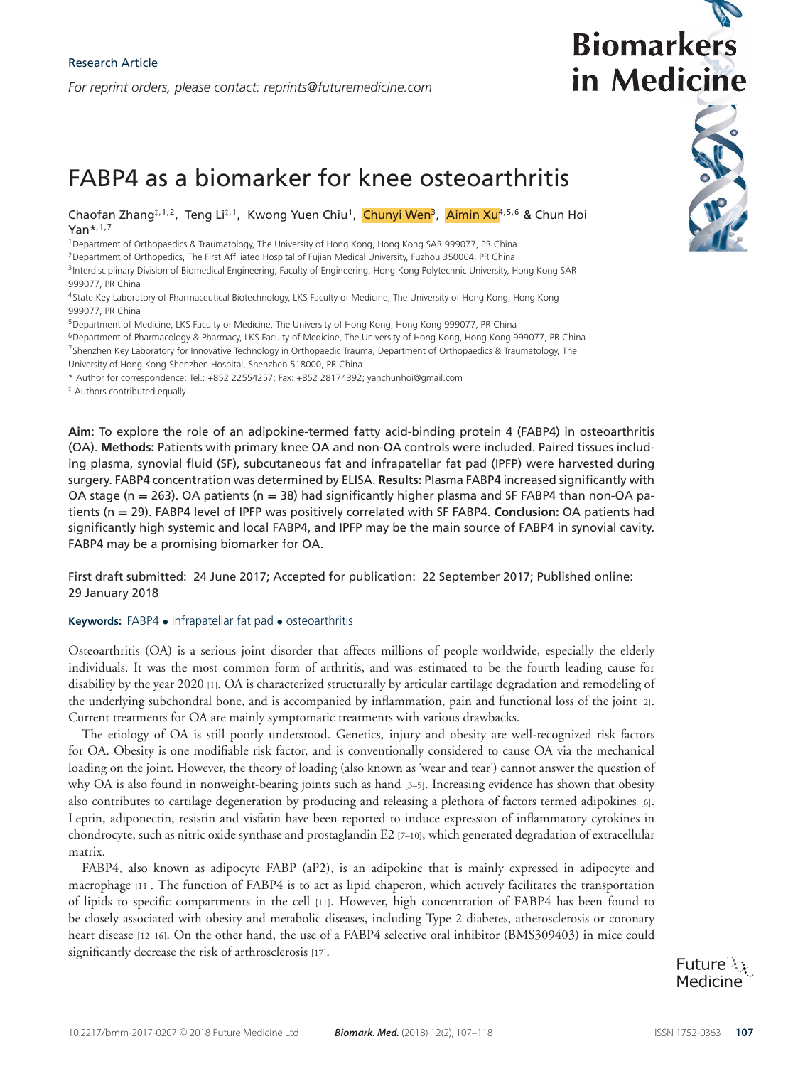Research Article

*For reprint orders, please contact: reprints@futuremedicine.com*

# FABP4 as a biomarker for knee osteoarthritis

Chaofan Zhang[‡,1,2], Teng Li[‡,1], Kwong Yuen Chiu[1], Chunyi Wen[3], Aimin Xu[4,5,6] & Chun Hoi Yan*[,1,7]

[1]Department of Orthopaedics & Traumatology, The University of Hong Kong, Hong Kong SAR 999077, PR China
[2]Department of Orthopedics, The First Affiliated Hospital of Fujian Medical University, Fuzhou 350004, PR China
[3]Interdisciplinary Division of Biomedical Engineering, Faculty of Engineering, Hong Kong Polytechnic University, Hong Kong SAR 999077, PR China
[4]State Key Laboratory of Pharmaceutical Biotechnology, LKS Faculty of Medicine, The University of Hong Kong, Hong Kong 999077, PR China
[5]Department of Medicine, LKS Faculty of Medicine, The University of Hong Kong, Hong Kong 999077, PR China
[6]Department of Pharmacology & Pharmacy, LKS Faculty of Medicine, The University of Hong Kong, Hong Kong 999077, PR China
[7]Shenzhen Key Laboratory for Innovative Technology in Orthopaedic Trauma, Department of Orthopaedics & Traumatology, The University of Hong Kong-Shenzhen Hospital, Shenzhen 518000, PR China
* Author for correspondence: Tel.: +852 22554257; Fax: +852 28174392; yanchunhoi@gmail.com
[‡] Authors contributed equally

**Aim:** To explore the role of an adipokine-termed fatty acid-binding protein 4 (FABP4) in osteoarthritis (OA). **Methods:** Patients with primary knee OA and non-OA controls were included. Paired tissues including plasma, synovial fluid (SF), subcutaneous fat and infrapatellar fat pad (IPFP) were harvested during surgery. FABP4 concentration was determined by ELISA. **Results:** Plasma FABP4 increased significantly with OA stage (n = 263). OA patients (n = 38) had significantly higher plasma and SF FABP4 than non-OA patients (n = 29). FABP4 level of IPFP was positively correlated with SF FABP4. **Conclusion:** OA patients had significantly high systemic and local FABP4, and IPFP may be the main source of FABP4 in synovial cavity. FABP4 may be a promising biomarker for OA.

First draft submitted: 24 June 2017; Accepted for publication: 22 September 2017; Published online: 29 January 2018

**Keywords:** FABP4 • infrapatellar fat pad • osteoarthritis

Osteoarthritis (OA) is a serious joint disorder that affects millions of people worldwide, especially the elderly individuals. It was the most common form of arthritis, and was estimated to be the fourth leading cause for disability by the year 2020 [1]. OA is characterized structurally by articular cartilage degradation and remodeling of the underlying subchondral bone, and is accompanied by inflammation, pain and functional loss of the joint [2]. Current treatments for OA are mainly symptomatic treatments with various drawbacks.

The etiology of OA is still poorly understood. Genetics, injury and obesity are well-recognized risk factors for OA. Obesity is one modifiable risk factor, and is conventionally considered to cause OA via the mechanical loading on the joint. However, the theory of loading (also known as 'wear and tear') cannot answer the question of why OA is also found in nonweight-bearing joints such as hand [3–5]. Increasing evidence has shown that obesity also contributes to cartilage degeneration by producing and releasing a plethora of factors termed adipokines [6]. Leptin, adiponectin, resistin and visfatin have been reported to induce expression of inflammatory cytokines in chondrocyte, such as nitric oxide synthase and prostaglandin E2 [7–10], which generated degradation of extracellular matrix.

FABP4, also known as adipocyte FABP (aP2), is an adipokine that is mainly expressed in adipocyte and macrophage [11]. The function of FABP4 is to act as lipid chaperon, which actively facilitates the transportation of lipids to specific compartments in the cell [11]. However, high concentration of FABP4 has been found to be closely associated with obesity and metabolic diseases, including Type 2 diabetes, atherosclerosis or coronary heart disease [12–16]. On the other hand, the use of a FABP4 selective oral inhibitor (BMS309403) in mice could significantly decrease the risk of arthrosclerosis [17].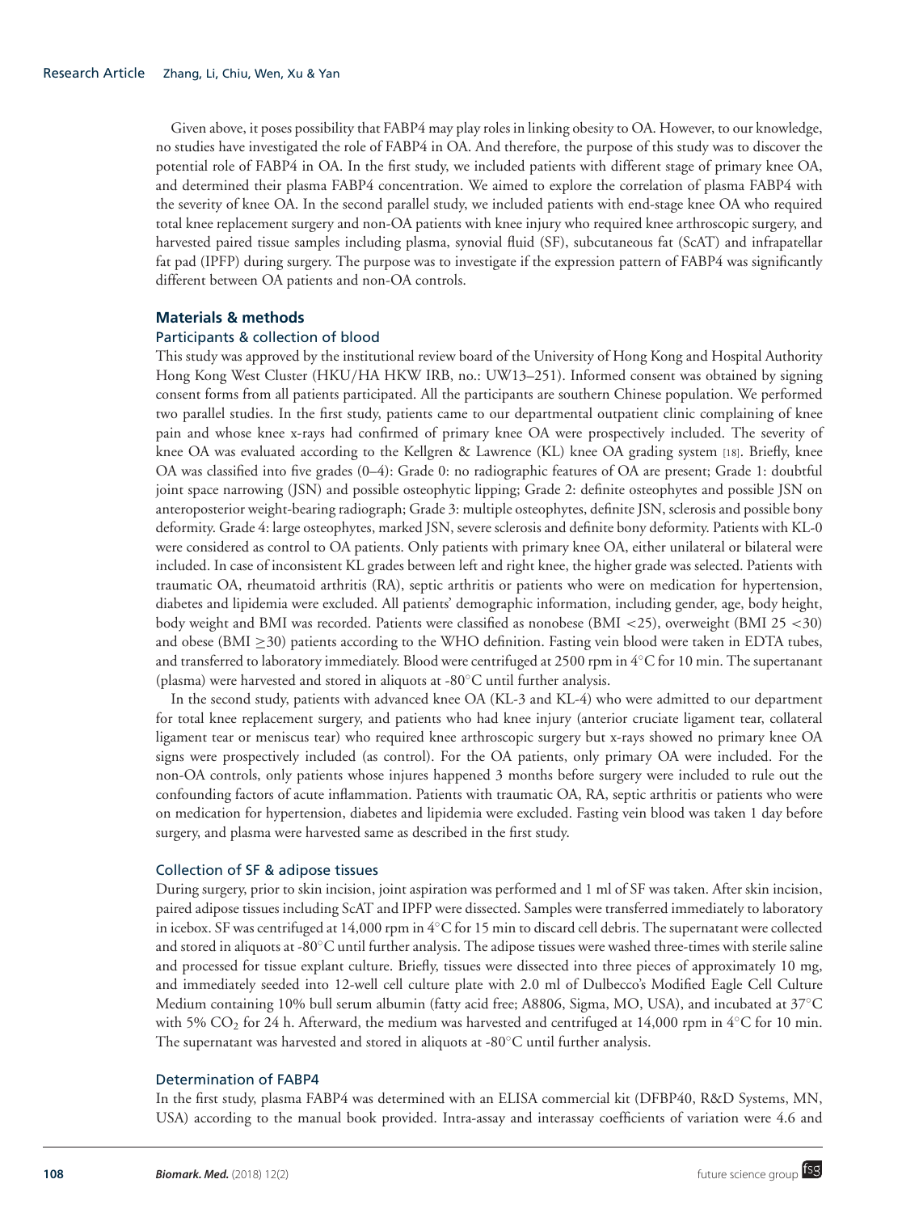Given above, it poses possibility that FABP4 may play roles in linking obesity to OA. However, to our knowledge, no studies have investigated the role of FABP4 in OA. And therefore, the purpose of this study was to discover the potential role of FABP4 in OA. In the first study, we included patients with different stage of primary knee OA, and determined their plasma FABP4 concentration. We aimed to explore the correlation of plasma FABP4 with the severity of knee OA. In the second parallel study, we included patients with end-stage knee OA who required total knee replacement surgery and non-OA patients with knee injury who required knee arthroscopic surgery, and harvested paired tissue samples including plasma, synovial fluid (SF), subcutaneous fat (ScAT) and infrapatellar fat pad (IPFP) during surgery. The purpose was to investigate if the expression pattern of FABP4 was significantly different between OA patients and non-OA controls.

## Materials & methods

### Participants & collection of blood

This study was approved by the institutional review board of the University of Hong Kong and Hospital Authority Hong Kong West Cluster (HKU/HA HKW IRB, no.: UW13–251). Informed consent was obtained by signing consent forms from all patients participated. All the participants are southern Chinese population. We performed two parallel studies. In the first study, patients came to our departmental outpatient clinic complaining of knee pain and whose knee x-rays had confirmed of primary knee OA were prospectively included. The severity of knee OA was evaluated according to the Kellgren & Lawrence (KL) knee OA grading system [18]. Briefly, knee OA was classified into five grades (0–4): Grade 0: no radiographic features of OA are present; Grade 1: doubtful joint space narrowing (JSN) and possible osteophytic lipping; Grade 2: definite osteophytes and possible JSN on anteroposterior weight-bearing radiograph; Grade 3: multiple osteophytes, definite JSN, sclerosis and possible bony deformity. Grade 4: large osteophytes, marked JSN, severe sclerosis and definite bony deformity. Patients with KL-0 were considered as control to OA patients. Only patients with primary knee OA, either unilateral or bilateral were included. In case of inconsistent KL grades between left and right knee, the higher grade was selected. Patients with traumatic OA, rheumatoid arthritis (RA), septic arthritis or patients who were on medication for hypertension, diabetes and lipidemia were excluded. All patients' demographic information, including gender, age, body height, body weight and BMI was recorded. Patients were classified as nonobese (BMI <25), overweight (BMI 25 <30) and obese (BMI ≥30) patients according to the WHO definition. Fasting vein blood were taken in EDTA tubes, and transferred to laboratory immediately. Blood were centrifuged at 2500 rpm in 4°C for 10 min. The supertanant (plasma) were harvested and stored in aliquots at -80°C until further analysis.

In the second study, patients with advanced knee OA (KL-3 and KL-4) who were admitted to our department for total knee replacement surgery, and patients who had knee injury (anterior cruciate ligament tear, collateral ligament tear or meniscus tear) who required knee arthroscopic surgery but x-rays showed no primary knee OA signs were prospectively included (as control). For the OA patients, only primary OA were included. For the non-OA controls, only patients whose injures happened 3 months before surgery were included to rule out the confounding factors of acute inflammation. Patients with traumatic OA, RA, septic arthritis or patients who were on medication for hypertension, diabetes and lipidemia were excluded. Fasting vein blood was taken 1 day before surgery, and plasma were harvested same as described in the first study.

### Collection of SF & adipose tissues

During surgery, prior to skin incision, joint aspiration was performed and 1 ml of SF was taken. After skin incision, paired adipose tissues including ScAT and IPFP were dissected. Samples were transferred immediately to laboratory in icebox. SF was centrifuged at 14,000 rpm in 4°C for 15 min to discard cell debris. The supernatant were collected and stored in aliquots at -80°C until further analysis. The adipose tissues were washed three-times with sterile saline and processed for tissue explant culture. Briefly, tissues were dissected into three pieces of approximately 10 mg, and immediately seeded into 12-well cell culture plate with 2.0 ml of Dulbecco's Modified Eagle Cell Culture Medium containing 10% bull serum albumin (fatty acid free; A8806, Sigma, MO, USA), and incubated at 37°C with 5% $CO_2$ for 24 h. Afterward, the medium was harvested and centrifuged at 14,000 rpm in 4°C for 10 min. The supernatant was harvested and stored in aliquots at -80°C until further analysis.

### Determination of FABP4

In the first study, plasma FABP4 was determined with an ELISA commercial kit (DFBP40, R&D Systems, MN, USA) according to the manual book provided. Intra-assay and interassay coefficients of variation were 4.6 and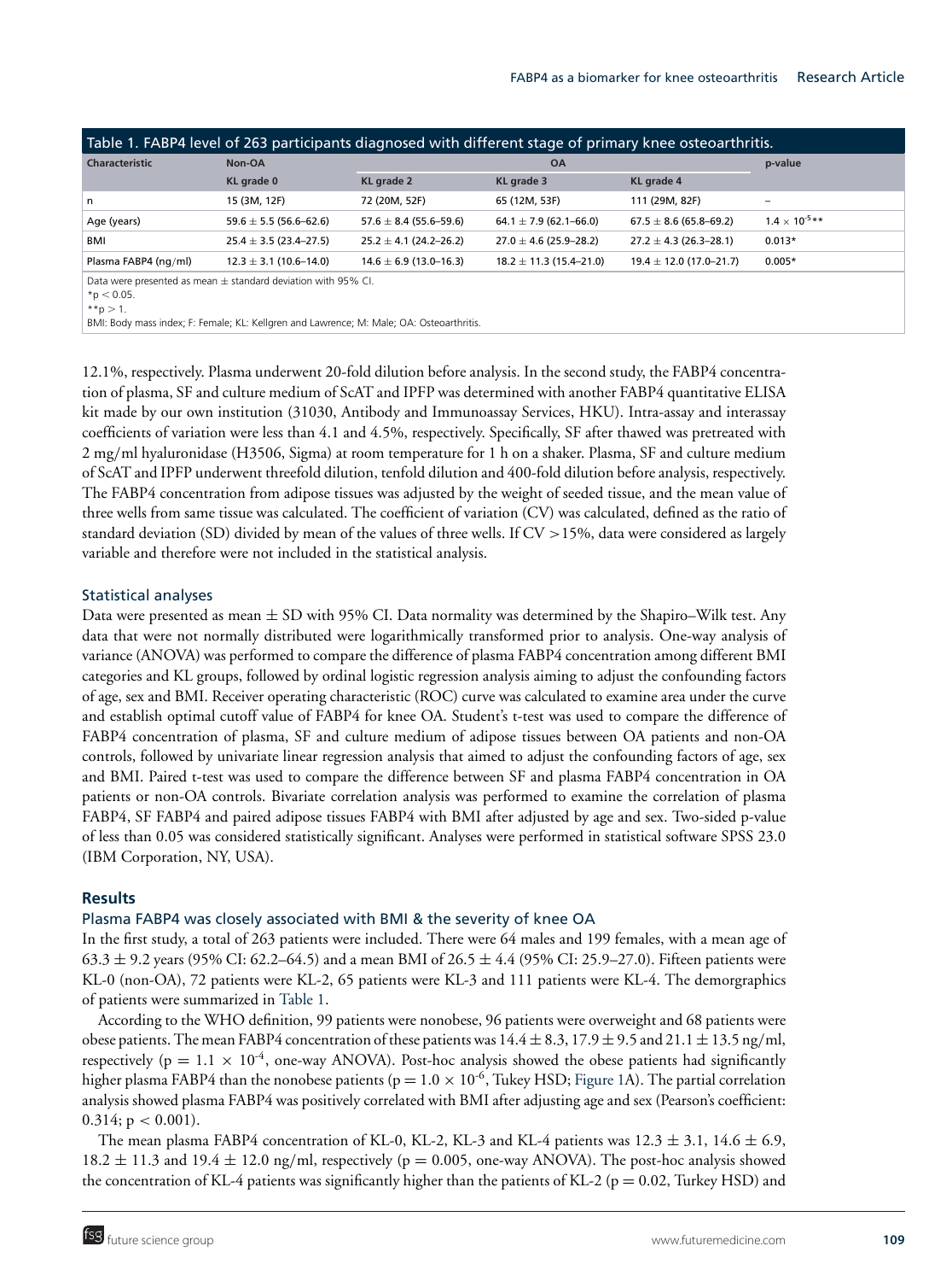Table 1. FABP4 level of 263 participants diagnosed with different stage of primary knee osteoarthritis.

| Characteristic | Non-OA | OA | | | p-value |
|---|---|---|---|---|---|
| | KL grade 0 | KL grade 2 | KL grade 3 | KL grade 4 | |
| n | 15 (3M, 12F) | 72 (20M, 52F) | 65 (12M, 53F) | 111 (29M, 82F) | – |
| Age (years) | 59.6 ± 5.5 (56.6–62.6) | 57.6 ± 8.4 (55.6–59.6) | 64.1 ± 7.9 (62.1–66.0) | 67.5 ± 8.6 (65.8–69.2) | $1.4 \times 10^{-5}$** |
| BMI | 25.4 ± 3.5 (23.4–27.5) | 25.2 ± 4.1 (24.2–26.2) | 27.0 ± 4.6 (25.9–28.2) | 27.2 ± 4.3 (26.3–28.1) | 0.013* |
| Plasma FABP4 (ng/ml) | 12.3 ± 3.1 (10.6–14.0) | 14.6 ± 6.9 (13.0–16.3) | 18.2 ± 11.3 (15.4–21.0) | 19.4 ± 12.0 (17.0–21.7) | 0.005* |

Data were presented as mean ± standard deviation with 95% CI.
*$p < 0.05$.
**$p > 1$.
BMI: Body mass index; F: Female; KL: Kellgren and Lawrence; M: Male; OA: Osteoarthritis.

12.1%, respectively. Plasma underwent 20-fold dilution before analysis. In the second study, the FABP4 concentration of plasma, SF and culture medium of ScAT and IPFP was determined with another FABP4 quantitative ELISA kit made by our own institution (31030, Antibody and Immunoassay Services, HKU). Intra-assay and interassay coefficients of variation were less than 4.1 and 4.5%, respectively. Specifically, SF after thawed was pretreated with 2 mg/ml hyaluronidase (H3506, Sigma) at room temperature for 1 h on a shaker. Plasma, SF and culture medium of ScAT and IPFP underwent threefold dilution, tenfold dilution and 400-fold dilution before analysis, respectively. The FABP4 concentration from adipose tissues was adjusted by the weight of seeded tissue, and the mean value of three wells from same tissue was calculated. The coefficient of variation (CV) was calculated, defined as the ratio of standard deviation (SD) divided by mean of the values of three wells. If CV >15%, data were considered as largely variable and therefore were not included in the statistical analysis.

### Statistical analyses

Data were presented as mean ± SD with 95% CI. Data normality was determined by the Shapiro–Wilk test. Any data that were not normally distributed were logarithmically transformed prior to analysis. One-way analysis of variance (ANOVA) was performed to compare the difference of plasma FABP4 concentration among different BMI categories and KL groups, followed by ordinal logistic regression analysis aiming to adjust the confounding factors of age, sex and BMI. Receiver operating characteristic (ROC) curve was calculated to examine area under the curve and establish optimal cutoff value of FABP4 for knee OA. Student's t-test was used to compare the difference of FABP4 concentration of plasma, SF and culture medium of adipose tissues between OA patients and non-OA controls, followed by univariate linear regression analysis that aimed to adjust the confounding factors of age, sex and BMI. Paired t-test was used to compare the difference between SF and plasma FABP4 concentration in OA patients or non-OA controls. Bivariate correlation analysis was performed to examine the correlation of plasma FABP4, SF FABP4 and paired adipose tissues FABP4 with BMI after adjusted by age and sex. Two-sided p-value of less than 0.05 was considered statistically significant. Analyses were performed in statistical software SPSS 23.0 (IBM Corporation, NY, USA).

## Results

### Plasma FABP4 was closely associated with BMI & the severity of knee OA

In the first study, a total of 263 patients were included. There were 64 males and 199 females, with a mean age of 63.3 ± 9.2 years (95% CI: 62.2–64.5) and a mean BMI of 26.5 ± 4.4 (95% CI: 25.9–27.0). Fifteen patients were KL-0 (non-OA), 72 patients were KL-2, 65 patients were KL-3 and 111 patients were KL-4. The demorgraphics of patients were summarized in Table 1.

According to the WHO definition, 99 patients were nonobese, 96 patients were overweight and 68 patients were obese patients. The mean FABP4 concentration of these patients was 14.4 ± 8.3, 17.9 ± 9.5 and 21.1 ± 13.5 ng/ml, respectively ($p = 1.1 \times 10^{-4}$, one-way ANOVA). Post-hoc analysis showed the obese patients had significantly higher plasma FABP4 than the nonobese patients ($p = 1.0 \times 10^{-6}$, Tukey HSD; Figure 1A). The partial correlation analysis showed plasma FABP4 was positively correlated with BMI after adjusting age and sex (Pearson's coefficient: 0.314; $p < 0.001$).

The mean plasma FABP4 concentration of KL-0, KL-2, KL-3 and KL-4 patients was 12.3 ± 3.1, 14.6 ± 6.9, 18.2 ± 11.3 and 19.4 ± 12.0 ng/ml, respectively ($p = 0.005$, one-way ANOVA). The post-hoc analysis showed the concentration of KL-4 patients was significantly higher than the patients of KL-2 ($p = 0.02$, Turkey HSD) and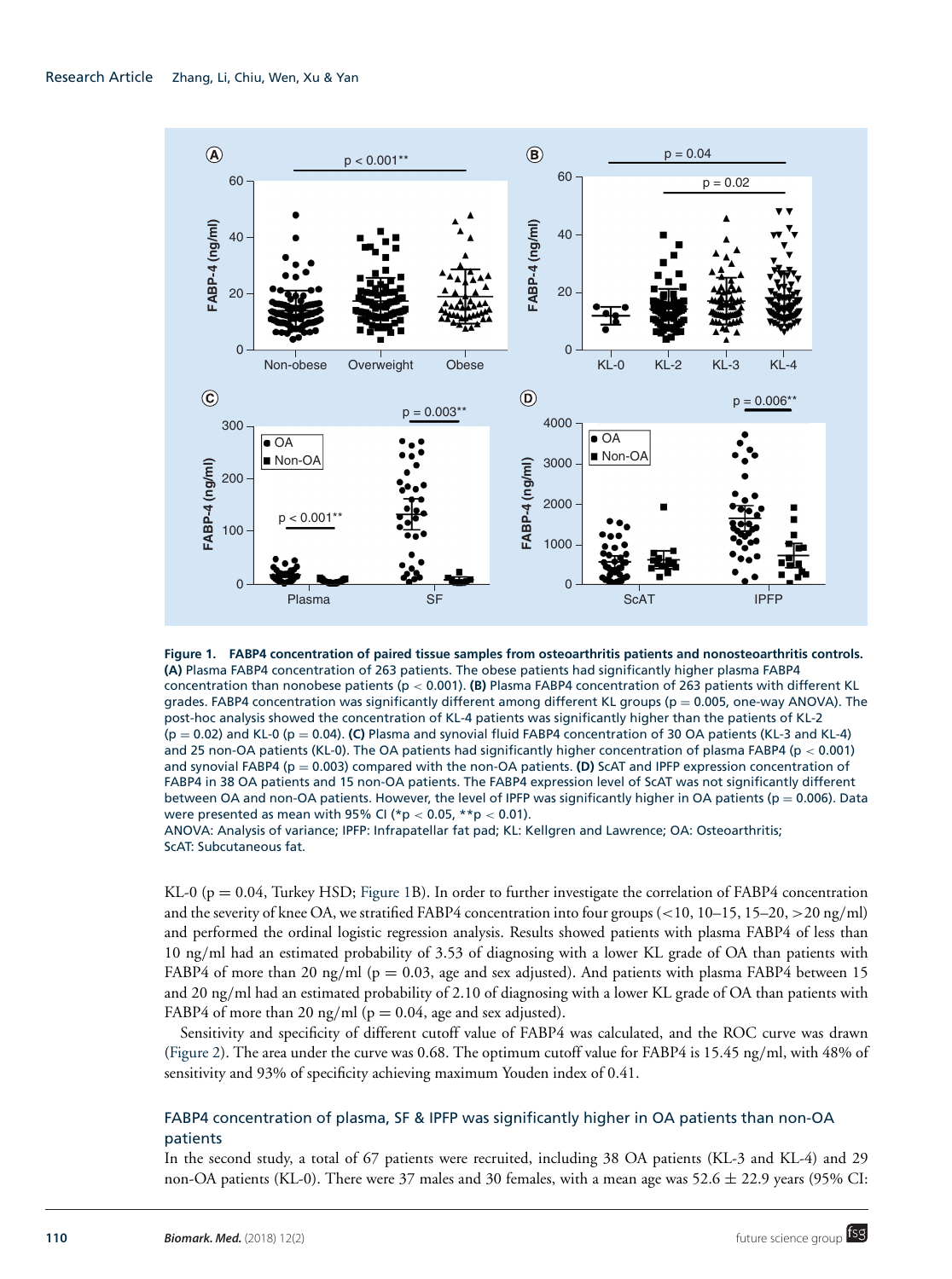**Figure 1. FABP4 concentration of paired tissue samples from osteoarthritis patients and nonosteoarthritis controls. (A)** Plasma FABP4 concentration of 263 patients. The obese patients had significantly higher plasma FABP4 concentration than nonobese patients ($p < 0.001$). **(B)** Plasma FABP4 concentration of 263 patients with different KL grades. FABP4 concentration was significantly different among different KL groups ($p = 0.005$, one-way ANOVA). The post-hoc analysis showed the concentration of KL-4 patients was significantly higher than the patients of KL-2 ($p = 0.02$) and KL-0 ($p = 0.04$). **(C)** Plasma and synovial fluid FABP4 concentration of 30 OA patients (KL-3 and KL-4) and 25 non-OA patients (KL-0). The OA patients had significantly higher concentration of plasma FABP4 ($p < 0.001$) and synovial FABP4 ($p = 0.003$) compared with the non-OA patients. **(D)** ScAT and IPFP expression concentration of FABP4 in 38 OA patients and 15 non-OA patients. The FABP4 expression level of ScAT was not significantly different between OA and non-OA patients. However, the level of IPFP was significantly higher in OA patients ($p = 0.006$). Data were presented as mean with 95% CI (*$p < 0.05$, **$p < 0.01$).

ANOVA: Analysis of variance; IPFP: Infrapatellar fat pad; KL: Kellgren and Lawrence; OA: Osteoarthritis; ScAT: Subcutaneous fat.

KL-0 ($p = 0.04$, Turkey HSD; Figure 1B). In order to further investigate the correlation of FABP4 concentration and the severity of knee OA, we stratified FABP4 concentration into four groups (<10, 10–15, 15–20, >20 ng/ml) and performed the ordinal logistic regression analysis. Results showed patients with plasma FABP4 of less than 10 ng/ml had an estimated probability of 3.53 of diagnosing with a lower KL grade of OA than patients with FABP4 of more than 20 ng/ml ($p = 0.03$, age and sex adjusted). And patients with plasma FABP4 between 15 and 20 ng/ml had an estimated probability of 2.10 of diagnosing with a lower KL grade of OA than patients with FABP4 of more than 20 ng/ml ($p = 0.04$, age and sex adjusted).

Sensitivity and specificity of different cutoff value of FABP4 was calculated, and the ROC curve was drawn (Figure 2). The area under the curve was 0.68. The optimum cutoff value for FABP4 is 15.45 ng/ml, with 48% of sensitivity and 93% of specificity achieving maximum Youden index of 0.41.

### FABP4 concentration of plasma, SF & IPFP was significantly higher in OA patients than non-OA patients

In the second study, a total of 67 patients were recruited, including 38 OA patients (KL-3 and KL-4) and 29 non-OA patients (KL-0). There were 37 males and 30 females, with a mean age was 52.6 ± 22.9 years (95% CI: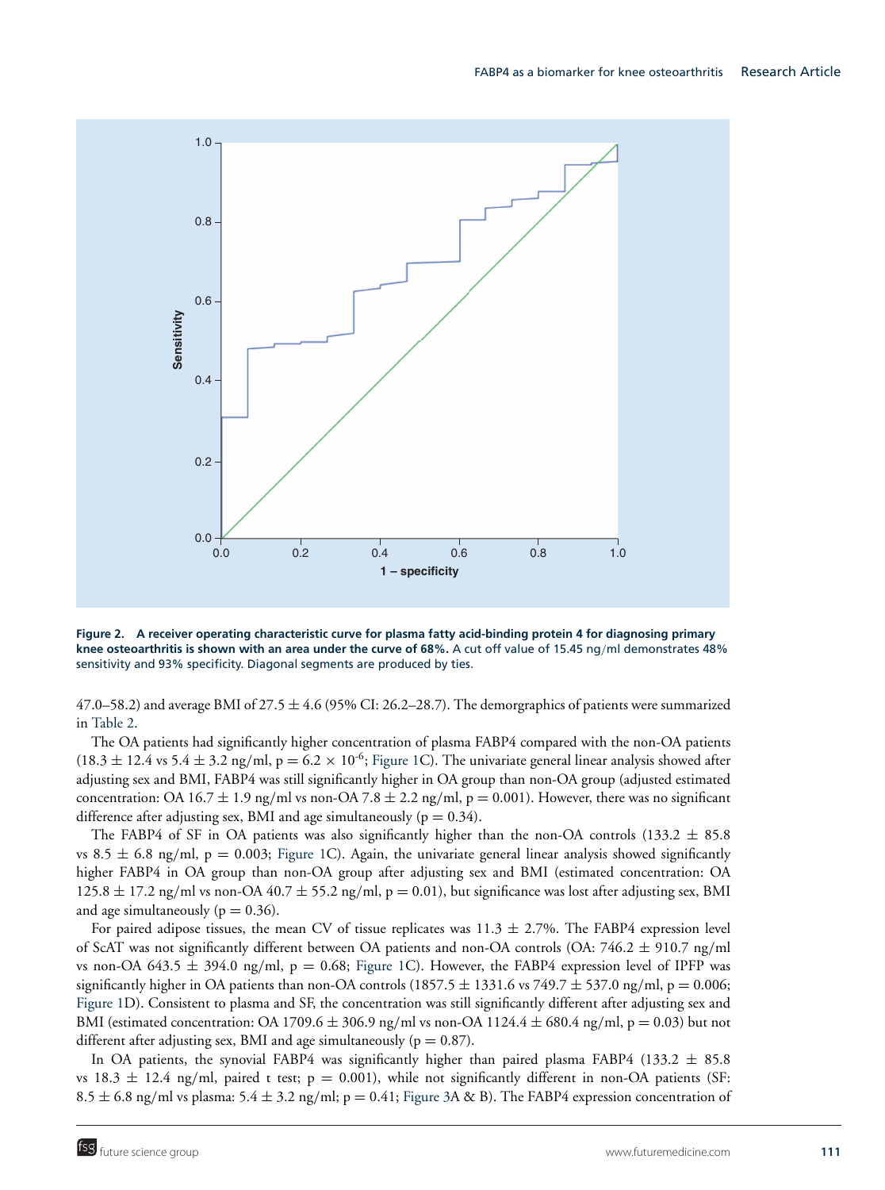**Figure 2. A receiver operating characteristic curve for plasma fatty acid-binding protein 4 for diagnosing primary knee osteoarthritis is shown with an area under the curve of 68%.** A cut off value of 15.45 ng/ml demonstrates 48% sensitivity and 93% specificity. Diagonal segments are produced by ties.

47.0–58.2) and average BMI of 27.5 ± 4.6 (95% CI: 26.2–28.7). The demorgraphics of patients were summarized in Table 2.

The OA patients had significantly higher concentration of plasma FABP4 compared with the non-OA patients (18.3 ± 12.4 vs 5.4 ± 3.2 ng/ml, $p = 6.2 \times 10^{-6}$; Figure 1C). The univariate general linear analysis showed after adjusting sex and BMI, FABP4 was still significantly higher in OA group than non-OA group (adjusted estimated concentration: OA 16.7 ± 1.9 ng/ml vs non-OA 7.8 ± 2.2 ng/ml, $p = 0.001$). However, there was no significant difference after adjusting sex, BMI and age simultaneously ($p = 0.34$).

The FABP4 of SF in OA patients was also significantly higher than the non-OA controls (133.2 ± 85.8 vs 8.5 ± 6.8 ng/ml, $p = 0.003$; Figure 1C). Again, the univariate general linear analysis showed significantly higher FABP4 in OA group than non-OA group after adjusting sex and BMI (estimated concentration: OA 125.8 ± 17.2 ng/ml vs non-OA 40.7 ± 55.2 ng/ml, $p = 0.01$), but significance was lost after adjusting sex, BMI and age simultaneously ($p = 0.36$).

For paired adipose tissues, the mean CV of tissue replicates was 11.3 ± 2.7%. The FABP4 expression level of ScAT was not significantly different between OA patients and non-OA controls (OA: 746.2 ± 910.7 ng/ml vs non-OA 643.5 ± 394.0 ng/ml, $p = 0.68$; Figure 1C). However, the FABP4 expression level of IPFP was significantly higher in OA patients than non-OA controls (1857.5 ± 1331.6 vs 749.7 ± 537.0 ng/ml, $p = 0.006$; Figure 1D). Consistent to plasma and SF, the concentration was still significantly different after adjusting sex and BMI (estimated concentration: OA 1709.6 ± 306.9 ng/ml vs non-OA 1124.4 ± 680.4 ng/ml, $p = 0.03$) but not different after adjusting sex, BMI and age simultaneously ($p = 0.87$).

In OA patients, the synovial FABP4 was significantly higher than paired plasma FABP4 (133.2 ± 85.8 vs 18.3 ± 12.4 ng/ml, paired t test; $p = 0.001$), while not significantly different in non-OA patients (SF: 8.5 ± 6.8 ng/ml vs plasma: 5.4 ± 3.2 ng/ml; $p = 0.41$; Figure 3A & B). The FABP4 expression concentration of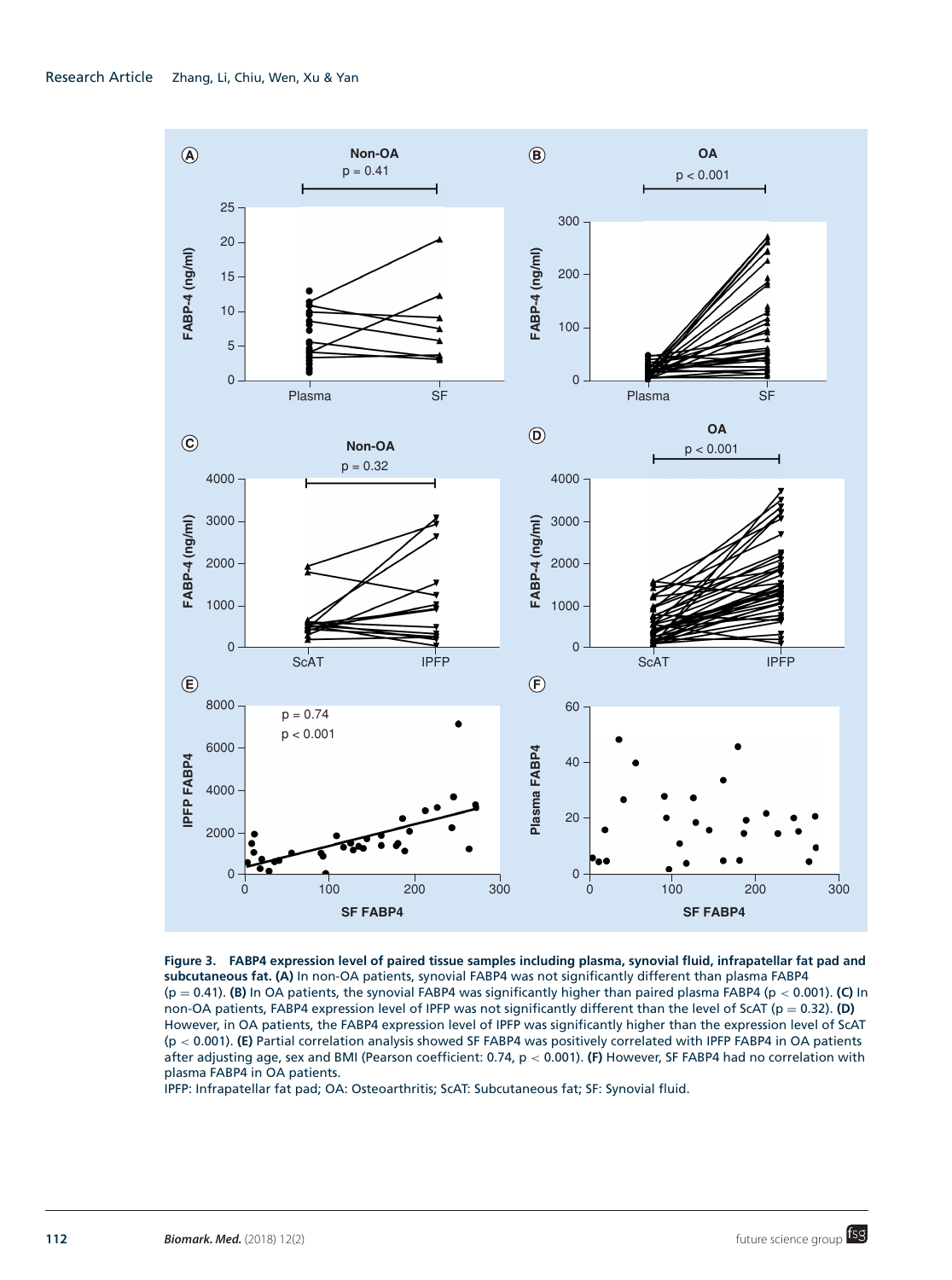**Figure 3. FABP4 expression level of paired tissue samples including plasma, synovial fluid, infrapatellar fat pad and subcutaneous fat. (A)** In non-OA patients, synovial FABP4 was not significantly different than plasma FABP4 ($p = 0.41$). **(B)** In OA patients, the synovial FABP4 was significantly higher than paired plasma FABP4 ($p < 0.001$). **(C)** In non-OA patients, FABP4 expression level of IPFP was not significantly different than the level of ScAT ($p = 0.32$). **(D)** However, in OA patients, the FABP4 expression level of IPFP was significantly higher than the expression level of ScAT ($p < 0.001$). **(E)** Partial correlation analysis showed SF FABP4 was positively correlated with IPFP FABP4 in OA patients after adjusting age, sex and BMI (Pearson coefficient: 0.74, $p < 0.001$). **(F)** However, SF FABP4 had no correlation with plasma FABP4 in OA patients.

IPFP: Infrapatellar fat pad; OA: Osteoarthritis; ScAT: Subcutaneous fat; SF: Synovial fluid.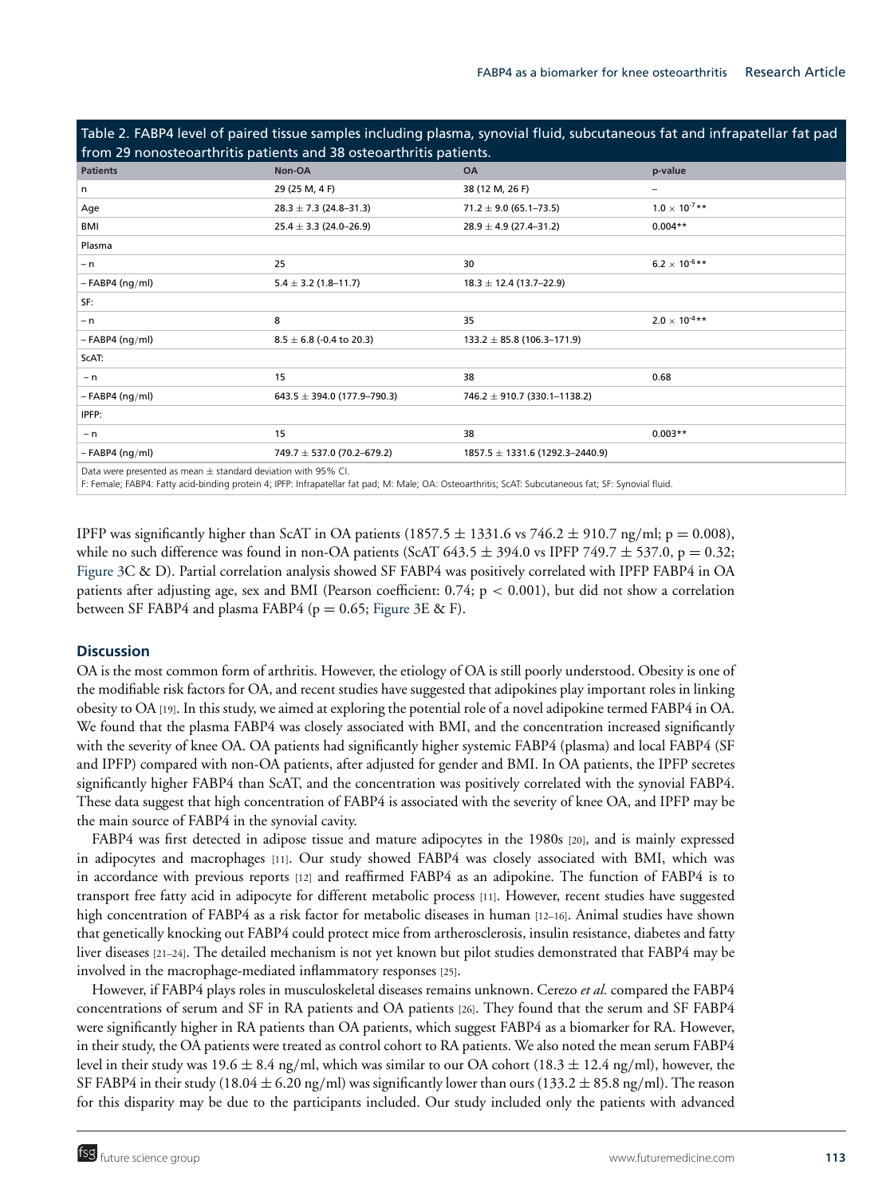Table 2. FABP4 level of paired tissue samples including plasma, synovial fluid, subcutaneous fat and infrapatellar fat pad from 29 nonosteoarthritis patients and 38 osteoarthritis patients.

| Patients | Non-OA | OA | p-value |
|---|---|---|---|
| n | 29 (25 M, 4 F) | 38 (12 M, 26 F) | – |
| Age | 28.3 ± 7.3 (24.8–31.3) | 71.2 ± 9.0 (65.1–73.5) | $1.0 \times 10^{-7}$** |
| BMI | 25.4 ± 3.3 (24.0–26.9) | 28.9 ± 4.9 (27.4–31.2) | 0.004** |
| Plasma | | | |
| – n | 25 | 30 | $6.2 \times 10^{-6}$** |
| – FABP4 (ng/ml) | 5.4 ± 3.2 (1.8–11.7) | 18.3 ± 12.4 (13.7–22.9) | |
| SF: | | | |
| – n | 8 | 35 | $2.0 \times 10^{-4}$** |
| – FABP4 (ng/ml) | 8.5 ± 6.8 (-0.4 to 20.3) | 133.2 ± 85.8 (106.3–171.9) | |
| ScAT: | | | |
| – n | 15 | 38 | 0.68 |
| – FABP4 (ng/ml) | 643.5 ± 394.0 (177.9–790.3) | 746.2 ± 910.7 (330.1–1138.2) | |
| IPFP: | | | |
| – n | 15 | 38 | 0.003** |
| – FABP4 (ng/ml) | 749.7 ± 537.0 (70.2–679.2) | 1857.5 ± 1331.6 (1292.3–2440.9) | |

Data were presented as mean ± standard deviation with 95% CI.
F: Female; FABP4: Fatty acid-binding protein 4; IPFP: Infrapatellar fat pad; M: Male; OA: Osteoarthritis; ScAT: Subcutaneous fat; SF: Synovial fluid.

IPFP was significantly higher than ScAT in OA patients (1857.5 ± 1331.6 vs 746.2 ± 910.7 ng/ml; $p = 0.008$), while no such difference was found in non-OA patients (ScAT 643.5 ± 394.0 vs IPFP 749.7 ± 537.0, $p = 0.32$; Figure 3C & D). Partial correlation analysis showed SF FABP4 was positively correlated with IPFP FABP4 in OA patients after adjusting age, sex and BMI (Pearson coefficient: 0.74; $p < 0.001$), but did not show a correlation between SF FABP4 and plasma FABP4 ($p = 0.65$; Figure 3E & F).

## Discussion

OA is the most common form of arthritis. However, the etiology of OA is still poorly understood. Obesity is one of the modifiable risk factors for OA, and recent studies have suggested that adipokines play important roles in linking obesity to OA [19]. In this study, we aimed at exploring the potential role of a novel adipokine termed FABP4 in OA. We found that the plasma FABP4 was closely associated with BMI, and the concentration increased significantly with the severity of knee OA. OA patients had significantly higher systemic FABP4 (plasma) and local FABP4 (SF and IPFP) compared with non-OA patients, after adjusted for gender and BMI. In OA patients, the IPFP secretes significantly higher FABP4 than ScAT, and the concentration was positively correlated with the synovial FABP4. These data suggest that high concentration of FABP4 is associated with the severity of knee OA, and IPFP may be the main source of FABP4 in the synovial cavity.

FABP4 was first detected in adipose tissue and mature adipocytes in the 1980s [20], and is mainly expressed in adipocytes and macrophages [11]. Our study showed FABP4 was closely associated with BMI, which was in accordance with previous reports [12] and reaffirmed FABP4 as an adipokine. The function of FABP4 is to transport free fatty acid in adipocyte for different metabolic process [11]. However, recent studies have suggested high concentration of FABP4 as a risk factor for metabolic diseases in human [12–16]. Animal studies have shown that genetically knocking out FABP4 could protect mice from artherosclerosis, insulin resistance, diabetes and fatty liver diseases [21–24]. The detailed mechanism is not yet known but pilot studies demonstrated that FABP4 may be involved in the macrophage-mediated inflammatory responses [25].

However, if FABP4 plays roles in musculoskeletal diseases remains unknown. Cerezo *et al.* compared the FABP4 concentrations of serum and SF in RA patients and OA patients [26]. They found that the serum and SF FABP4 were significantly higher in RA patients than OA patients, which suggest FABP4 as a biomarker for RA. However, in their study, the OA patients were treated as control cohort to RA patients. We also noted the mean serum FABP4 level in their study was 19.6 ± 8.4 ng/ml, which was similar to our OA cohort (18.3 ± 12.4 ng/ml), however, the SF FABP4 in their study (18.04 ± 6.20 ng/ml) was significantly lower than ours (133.2 ± 85.8 ng/ml). The reason for this disparity may be due to the participants included. Our study included only the patients with advanced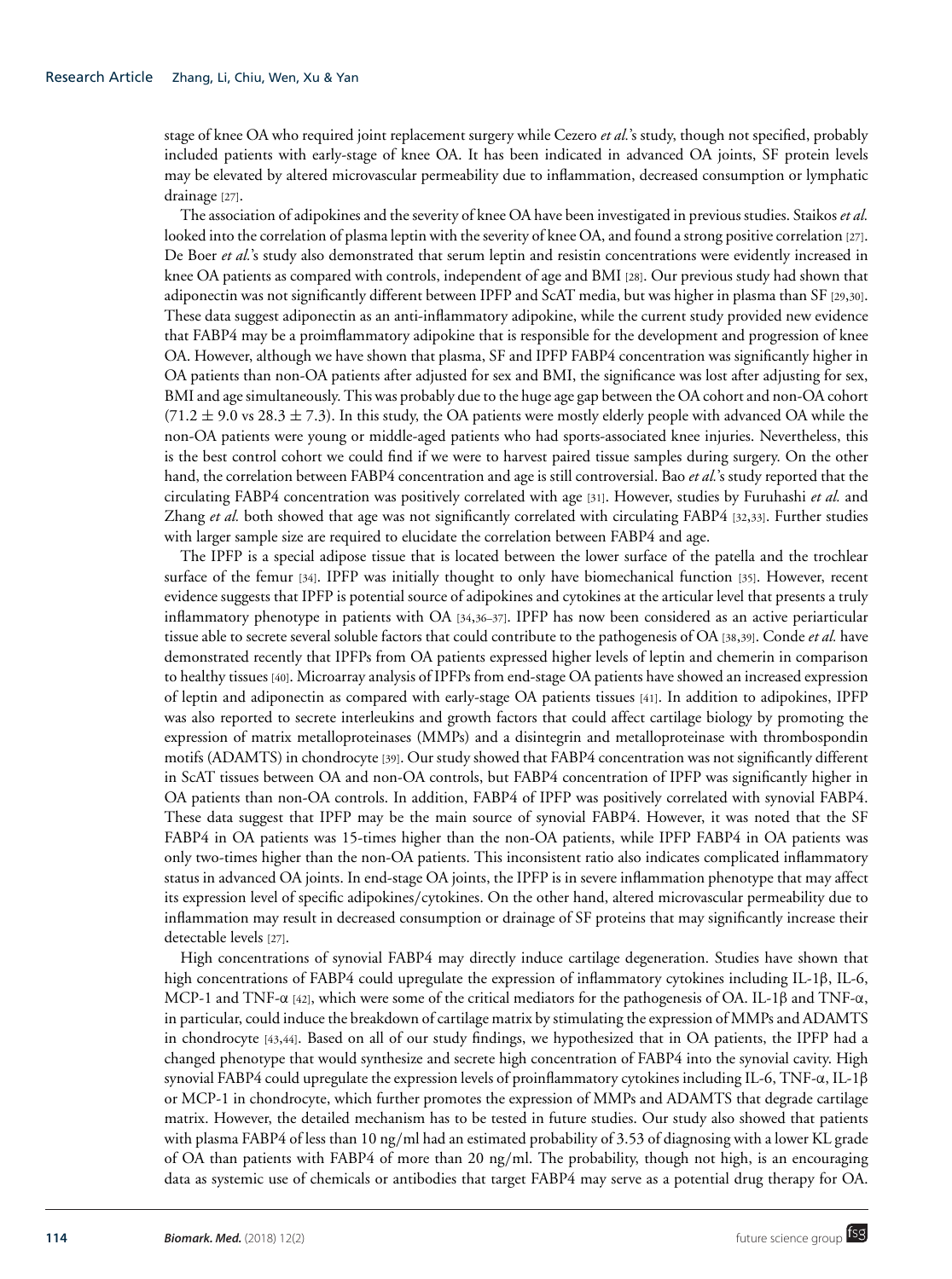stage of knee OA who required joint replacement surgery while Cezero *et al.*'s study, though not specified, probably included patients with early-stage of knee OA. It has been indicated in advanced OA joints, SF protein levels may be elevated by altered microvascular permeability due to inflammation, decreased consumption or lymphatic drainage [27].

The association of adipokines and the severity of knee OA have been investigated in previous studies. Staikos *et al.* looked into the correlation of plasma leptin with the severity of knee OA, and found a strong positive correlation [27]. De Boer *et al.*'s study also demonstrated that serum leptin and resistin concentrations were evidently increased in knee OA patients as compared with controls, independent of age and BMI [28]. Our previous study had shown that adiponectin was not significantly different between IPFP and ScAT media, but was higher in plasma than SF [29,30]. These data suggest adiponectin as an anti-inflammatory adipokine, while the current study provided new evidence that FABP4 may be a proimflammatory adipokine that is responsible for the development and progression of knee OA. However, although we have shown that plasma, SF and IPFP FABP4 concentration was significantly higher in OA patients than non-OA patients after adjusted for sex and BMI, the significance was lost after adjusting for sex, BMI and age simultaneously. This was probably due to the huge age gap between the OA cohort and non-OA cohort ($71.2 \pm 9.0$ vs $28.3 \pm 7.3$). In this study, the OA patients were mostly elderly people with advanced OA while the non-OA patients were young or middle-aged patients who had sports-associated knee injuries. Nevertheless, this is the best control cohort we could find if we were to harvest paired tissue samples during surgery. On the other hand, the correlation between FABP4 concentration and age is still controversial. Bao *et al.*'s study reported that the circulating FABP4 concentration was positively correlated with age [31]. However, studies by Furuhashi *et al.* and Zhang *et al.* both showed that age was not significantly correlated with circulating FABP4 [32,33]. Further studies with larger sample size are required to elucidate the correlation between FABP4 and age.

The IPFP is a special adipose tissue that is located between the lower surface of the patella and the trochlear surface of the femur [34]. IPFP was initially thought to only have biomechanical function [35]. However, recent evidence suggests that IPFP is potential source of adipokines and cytokines at the articular level that presents a truly inflammatory phenotype in patients with OA [34,36–37]. IPFP has now been considered as an active periarticular tissue able to secrete several soluble factors that could contribute to the pathogenesis of OA [38,39]. Conde *et al.* have demonstrated recently that IPFPs from OA patients expressed higher levels of leptin and chemerin in comparison to healthy tissues [40]. Microarray analysis of IPFPs from end-stage OA patients have showed an increased expression of leptin and adiponectin as compared with early-stage OA patients tissues [41]. In addition to adipokines, IPFP was also reported to secrete interleukins and growth factors that could affect cartilage biology by promoting the expression of matrix metalloproteinases (MMPs) and a disintegrin and metalloproteinase with thrombospondin motifs (ADAMTS) in chondrocyte [39]. Our study showed that FABP4 concentration was not significantly different in ScAT tissues between OA and non-OA controls, but FABP4 concentration of IPFP was significantly higher in OA patients than non-OA controls. In addition, FABP4 of IPFP was positively correlated with synovial FABP4. These data suggest that IPFP may be the main source of synovial FABP4. However, it was noted that the SF FABP4 in OA patients was 15-times higher than the non-OA patients, while IPFP FABP4 in OA patients was only two-times higher than the non-OA patients. This inconsistent ratio also indicates complicated inflammatory status in advanced OA joints. In end-stage OA joints, the IPFP is in severe inflammation phenotype that may affect its expression level of specific adipokines/cytokines. On the other hand, altered microvascular permeability due to inflammation may result in decreased consumption or drainage of SF proteins that may significantly increase their detectable levels [27].

High concentrations of synovial FABP4 may directly induce cartilage degeneration. Studies have shown that high concentrations of FABP4 could upregulate the expression of inflammatory cytokines including IL-1β, IL-6, MCP-1 and TNF-α [42], which were some of the critical mediators for the pathogenesis of OA. IL-1β and TNF-α, in particular, could induce the breakdown of cartilage matrix by stimulating the expression of MMPs and ADAMTS in chondrocyte [43,44]. Based on all of our study findings, we hypothesized that in OA patients, the IPFP had a changed phenotype that would synthesize and secrete high concentration of FABP4 into the synovial cavity. High synovial FABP4 could upregulate the expression levels of proinflammatory cytokines including IL-6, TNF-α, IL-1β or MCP-1 in chondrocyte, which further promotes the expression of MMPs and ADAMTS that degrade cartilage matrix. However, the detailed mechanism has to be tested in future studies. Our study also showed that patients with plasma FABP4 of less than 10 ng/ml had an estimated probability of 3.53 of diagnosing with a lower KL grade of OA than patients with FABP4 of more than 20 ng/ml. The probability, though not high, is an encouraging data as systemic use of chemicals or antibodies that target FABP4 may serve as a potential drug therapy for OA.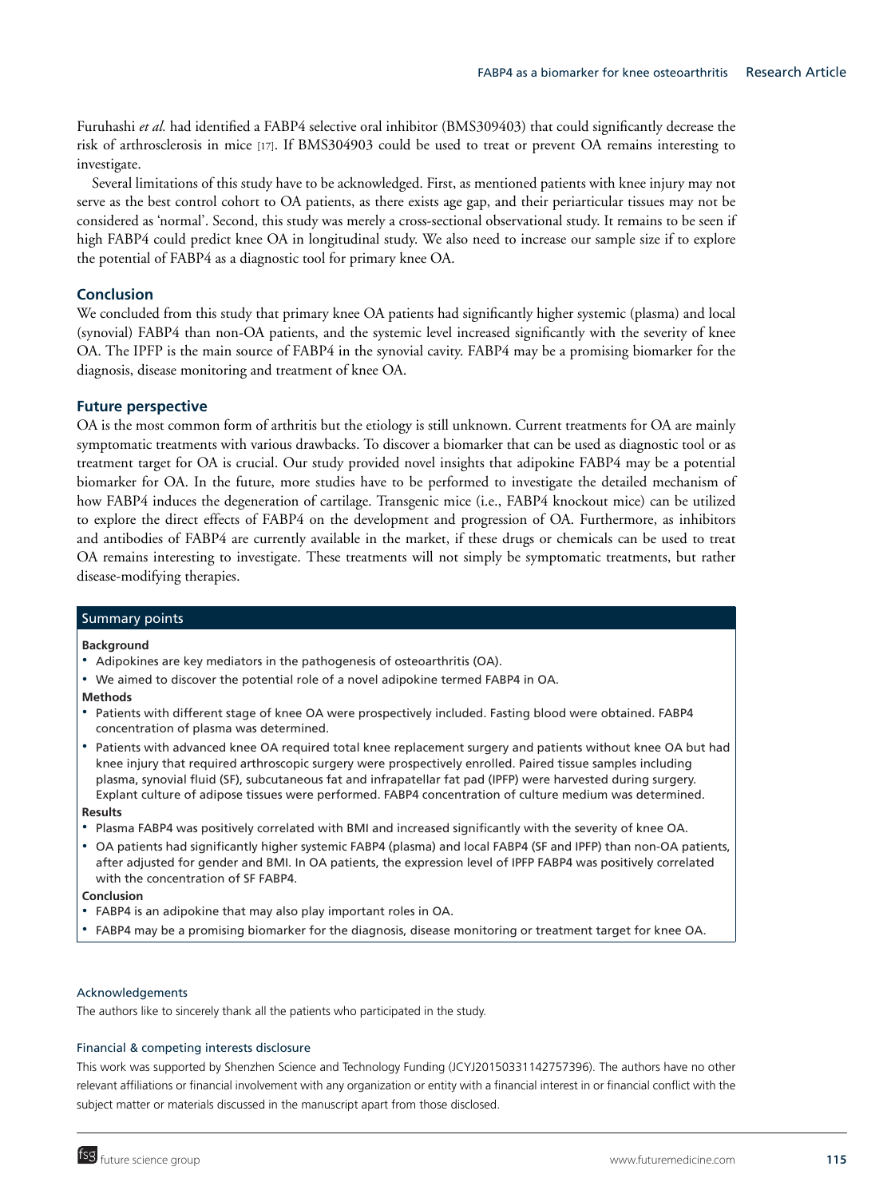Furuhashi *et al.* had identified a FABP4 selective oral inhibitor (BMS309403) that could significantly decrease the risk of arthrosclerosis in mice [17]. If BMS304903 could be used to treat or prevent OA remains interesting to investigate.

Several limitations of this study have to be acknowledged. First, as mentioned patients with knee injury may not serve as the best control cohort to OA patients, as there exists age gap, and their periarticular tissues may not be considered as 'normal'. Second, this study was merely a cross-sectional observational study. It remains to be seen if high FABP4 could predict knee OA in longitudinal study. We also need to increase our sample size if to explore the potential of FABP4 as a diagnostic tool for primary knee OA.

## Conclusion

We concluded from this study that primary knee OA patients had significantly higher systemic (plasma) and local (synovial) FABP4 than non-OA patients, and the systemic level increased significantly with the severity of knee OA. The IPFP is the main source of FABP4 in the synovial cavity. FABP4 may be a promising biomarker for the diagnosis, disease monitoring and treatment of knee OA.

## Future perspective

OA is the most common form of arthritis but the etiology is still unknown. Current treatments for OA are mainly symptomatic treatments with various drawbacks. To discover a biomarker that can be used as diagnostic tool or as treatment target for OA is crucial. Our study provided novel insights that adipokine FABP4 may be a potential biomarker for OA. In the future, more studies have to be performed to investigate the detailed mechanism of how FABP4 induces the degeneration of cartilage. Transgenic mice (i.e., FABP4 knockout mice) can be utilized to explore the direct effects of FABP4 on the development and progression of OA. Furthermore, as inhibitors and antibodies of FABP4 are currently available in the market, if these drugs or chemicals can be used to treat OA remains interesting to investigate. These treatments will not simply be symptomatic treatments, but rather disease-modifying therapies.

## Summary points

**Background**

- Adipokines are key mediators in the pathogenesis of osteoarthritis (OA).
- We aimed to discover the potential role of a novel adipokine termed FABP4 in OA.

**Methods**

- Patients with different stage of knee OA were prospectively included. Fasting blood were obtained. FABP4 concentration of plasma was determined.
- Patients with advanced knee OA required total knee replacement surgery and patients without knee OA but had knee injury that required arthroscopic surgery were prospectively enrolled. Paired tissue samples including plasma, synovial fluid (SF), subcutaneous fat and infrapatellar fat pad (IPFP) were harvested during surgery. Explant culture of adipose tissues were performed. FABP4 concentration of culture medium was determined.

**Results**

- Plasma FABP4 was positively correlated with BMI and increased significantly with the severity of knee OA.
- OA patients had significantly higher systemic FABP4 (plasma) and local FABP4 (SF and IPFP) than non-OA patients, after adjusted for gender and BMI. In OA patients, the expression level of IPFP FABP4 was positively correlated with the concentration of SF FABP4.

**Conclusion**

- FABP4 is an adipokine that may also play important roles in OA.
- FABP4 may be a promising biomarker for the diagnosis, disease monitoring or treatment target for knee OA.

### Acknowledgements

The authors like to sincerely thank all the patients who participated in the study.

### Financial & competing interests disclosure

This work was supported by Shenzhen Science and Technology Funding (JCYJ20150331142757396). The authors have no other relevant affiliations or financial involvement with any organization or entity with a financial interest in or financial conflict with the subject matter or materials discussed in the manuscript apart from those disclosed.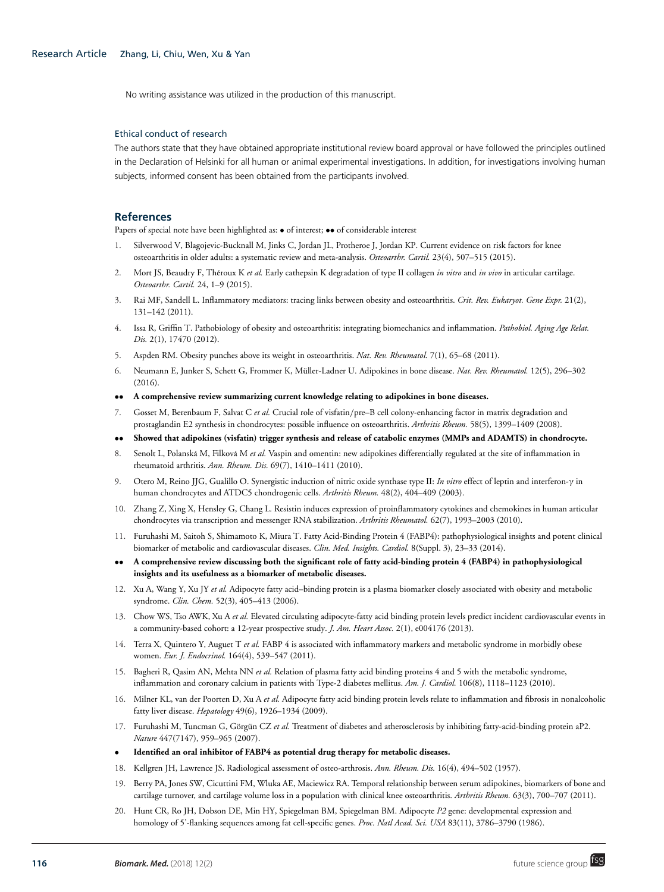No writing assistance was utilized in the production of this manuscript.

### Ethical conduct of research

The authors state that they have obtained appropriate institutional review board approval or have followed the principles outlined in the Declaration of Helsinki for all human or animal experimental investigations. In addition, for investigations involving human subjects, informed consent has been obtained from the participants involved.

## References

Papers of special note have been highlighted as: • of interest; •• of considerable interest

1. Silverwood V, Blagojevic-Bucknall M, Jinks C, Jordan JL, Protheroe J, Jordan KP. Current evidence on risk factors for knee osteoarthritis in older adults: a systematic review and meta-analysis. *Osteoarthr. Cartil.* 23(4), 507–515 (2015).
2. Mort JS, Beaudry F, Théroux K *et al.* Early cathepsin K degradation of type II collagen *in vitro* and *in vivo* in articular cartilage. *Osteoarthr. Cartil.* 24, 1–9 (2015).
3. Rai MF, Sandell L. Inflammatory mediators: tracing links between obesity and osteoarthritis. *Crit. Rev. Eukaryot. Gene Expr.* 21(2), 131–142 (2011).
4. Issa R, Griffin T. Pathobiology of obesity and osteoarthritis: integrating biomechanics and inflammation. *Pathobiol. Aging Age Relat. Dis.* 2(1), 17470 (2012).
5. Aspden RM. Obesity punches above its weight in osteoarthritis. *Nat. Rev. Rheumatol.* 7(1), 65–68 (2011).
6. Neumann E, Junker S, Schett G, Frommer K, Müller-Ladner U. Adipokines in bone disease. *Nat. Rev. Rheumatol.* 12(5), 296–302 (2016).

•• **A comprehensive review summarizing current knowledge relating to adipokines in bone diseases.**

7. Gosset M, Berenbaum F, Salvat C *et al.* Crucial role of visfatin/pre–B cell colony-enhancing factor in matrix degradation and prostaglandin E2 synthesis in chondrocytes: possible influence on osteoarthritis. *Arthritis Rheum.* 58(5), 1399–1409 (2008).

•• **Showed that adipokines (visfatin) trigger synthesis and release of catabolic enzymes (MMPs and ADAMTS) in chondrocyte.**

8. Senolt L, Polanská M, Filková M *et al.* Vaspin and omentin: new adipokines differentially regulated at the site of inflammation in rheumatoid arthritis. *Ann. Rheum. Dis.* 69(7), 1410–1411 (2010).
9. Otero M, Reino JJG, Gualillo O. Synergistic induction of nitric oxide synthase type II: *In vitro* effect of leptin and interferon-γ in human chondrocytes and ATDC5 chondrogenic cells. *Arthritis Rheum.* 48(2), 404–409 (2003).
10. Zhang Z, Xing X, Hensley G, Chang L. Resistin induces expression of proinflammatory cytokines and chemokines in human articular chondrocytes via transcription and messenger RNA stabilization. *Arthritis Rheumatol.* 62(7), 1993–2003 (2010).
11. Furuhashi M, Saitoh S, Shimamoto K, Miura T. Fatty Acid-Binding Protein 4 (FABP4): pathophysiological insights and potent clinical biomarker of metabolic and cardiovascular diseases. *Clin. Med. Insights. Cardiol.* 8(Suppl. 3), 23–33 (2014).

•• **A comprehensive review discussing both the significant role of fatty acid-binding protein 4 (FABP4) in pathophysiological insights and its usefulness as a biomarker of metabolic diseases.**

12. Xu A, Wang Y, Xu JY *et al.* Adipocyte fatty acid–binding protein is a plasma biomarker closely associated with obesity and metabolic syndrome. *Clin. Chem.* 52(3), 405–413 (2006).
13. Chow WS, Tso AWK, Xu A *et al.* Elevated circulating adipocyte-fatty acid binding protein levels predict incident cardiovascular events in a community-based cohort: a 12-year prospective study. *J. Am. Heart Assoc.* 2(1), e004176 (2013).
14. Terra X, Quintero Y, Auguet T *et al.* FABP 4 is associated with inflammatory markers and metabolic syndrome in morbidly obese women. *Eur. J. Endocrinol.* 164(4), 539–547 (2011).
15. Bagheri R, Qasim AN, Mehta NN *et al.* Relation of plasma fatty acid binding proteins 4 and 5 with the metabolic syndrome, inflammation and coronary calcium in patients with Type-2 diabetes mellitus. *Am. J. Cardiol.* 106(8), 1118–1123 (2010).
16. Milner KL, van der Poorten D, Xu A *et al.* Adipocyte fatty acid binding protein levels relate to inflammation and fibrosis in nonalcoholic fatty liver disease. *Hepatology* 49(6), 1926–1934 (2009).
17. Furuhashi M, Tuncman G, Görgün CZ *et al.* Treatment of diabetes and atherosclerosis by inhibiting fatty-acid-binding protein aP2. *Nature* 447(7147), 959–965 (2007).

• **Identified an oral inhibitor of FABP4 as potential drug therapy for metabolic diseases.**

18. Kellgren JH, Lawrence JS. Radiological assessment of osteo-arthrosis. *Ann. Rheum. Dis.* 16(4), 494–502 (1957).
19. Berry PA, Jones SW, Cicuttini FM, Wluka AE, Maciewicz RA. Temporal relationship between serum adipokines, biomarkers of bone and cartilage turnover, and cartilage volume loss in a population with clinical knee osteoarthritis. *Arthritis Rheum.* 63(3), 700–707 (2011).
20. Hunt CR, Ro JH, Dobson DE, Min HY, Spiegelman BM, Spiegelman BM. Adipocyte *P2* gene: developmental expression and homology of 5'-flanking sequences among fat cell-specific genes. *Proc. Natl Acad. Sci. USA* 83(11), 3786–3790 (1986).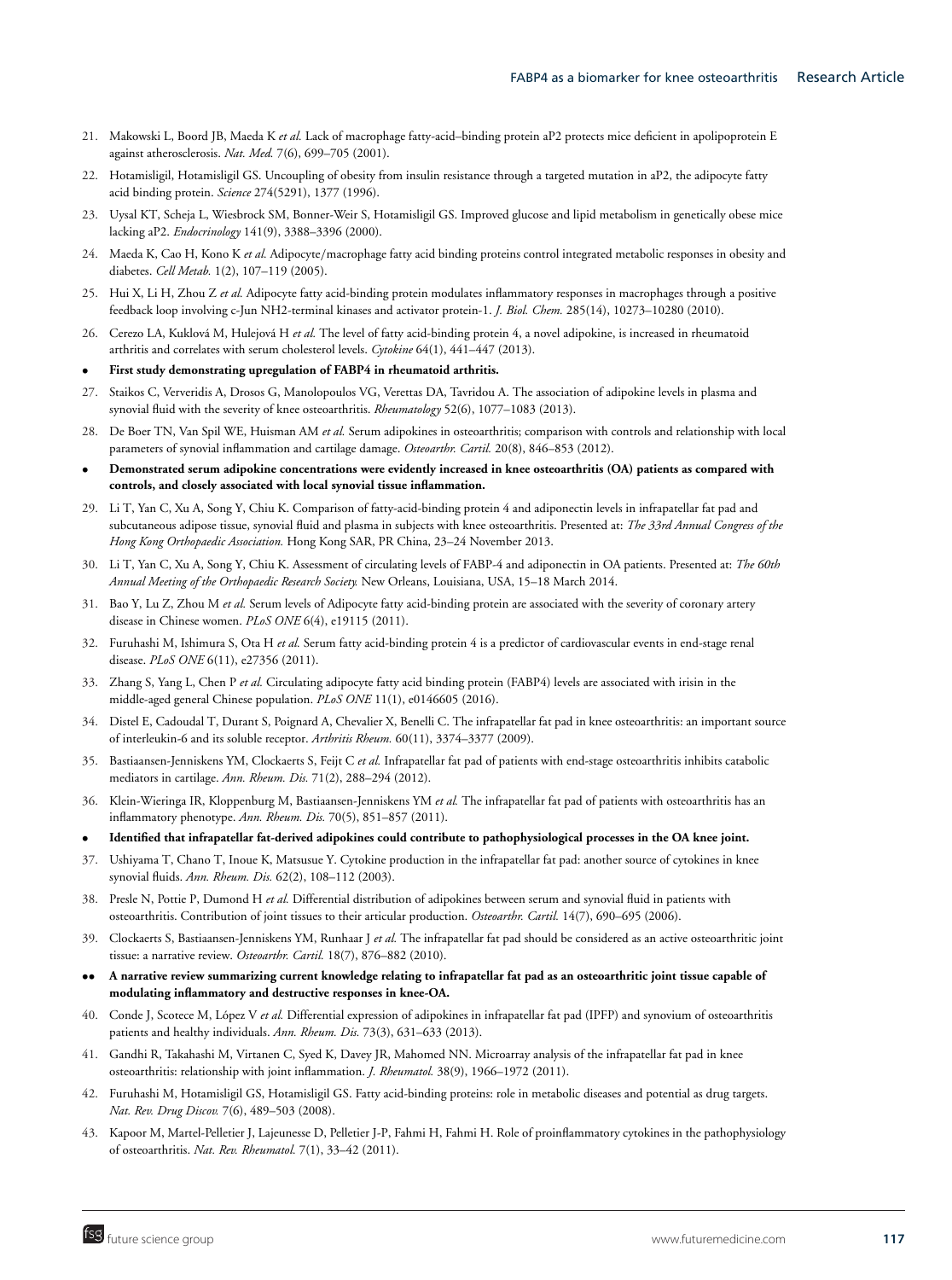21. Makowski L, Boord JB, Maeda K *et al.* Lack of macrophage fatty-acid–binding protein aP2 protects mice deficient in apolipoprotein E against atherosclerosis. *Nat. Med.* 7(6), 699–705 (2001).

22. Hotamisligil, Hotamisligil GS. Uncoupling of obesity from insulin resistance through a targeted mutation in aP2, the adipocyte fatty acid binding protein. *Science* 274(5291), 1377 (1996).

23. Uysal KT, Scheja L, Wiesbrock SM, Bonner-Weir S, Hotamisligil GS. Improved glucose and lipid metabolism in genetically obese mice lacking aP2. *Endocrinology* 141(9), 3388–3396 (2000).

24. Maeda K, Cao H, Kono K *et al.* Adipocyte/macrophage fatty acid binding proteins control integrated metabolic responses in obesity and diabetes. *Cell Metab.* 1(2), 107–119 (2005).

25. Hui X, Li H, Zhou Z *et al.* Adipocyte fatty acid-binding protein modulates inflammatory responses in macrophages through a positive feedback loop involving c-Jun NH2-terminal kinases and activator protein-1. *J. Biol. Chem.* 285(14), 10273–10280 (2010).

26. Cerezo LA, Kuklová M, Hulejová H *et al.* The level of fatty acid-binding protein 4, a novel adipokine, is increased in rheumatoid arthritis and correlates with serum cholesterol levels. *Cytokine* 64(1), 441–447 (2013).

- **First study demonstrating upregulation of FABP4 in rheumatoid arthritis.**

27. Staikos C, Ververidis A, Drosos G, Manolopoulos VG, Verettas DA, Tavridou A. The association of adipokine levels in plasma and synovial fluid with the severity of knee osteoarthritis. *Rheumatology* 52(6), 1077–1083 (2013).

28. De Boer TN, Van Spil WE, Huisman AM *et al.* Serum adipokines in osteoarthritis; comparison with controls and relationship with local parameters of synovial inflammation and cartilage damage. *Osteoarthr. Cartil.* 20(8), 846–853 (2012).

- **Demonstrated serum adipokine concentrations were evidently increased in knee osteoarthritis (OA) patients as compared with controls, and closely associated with local synovial tissue inflammation.**

29. Li T, Yan C, Xu A, Song Y, Chiu K. Comparison of fatty-acid-binding protein 4 and adiponectin levels in infrapatellar fat pad and subcutaneous adipose tissue, synovial fluid and plasma in subjects with knee osteoarthritis. Presented at: *The 33rd Annual Congress of the Hong Kong Orthopaedic Association.* Hong Kong SAR, PR China, 23–24 November 2013.

30. Li T, Yan C, Xu A, Song Y, Chiu K. Assessment of circulating levels of FABP-4 and adiponectin in OA patients. Presented at: *The 60th Annual Meeting of the Orthopaedic Research Society.* New Orleans, Louisiana, USA, 15–18 March 2014.

31. Bao Y, Lu Z, Zhou M *et al.* Serum levels of Adipocyte fatty acid-binding protein are associated with the severity of coronary artery disease in Chinese women. *PLoS ONE* 6(4), e19115 (2011).

32. Furuhashi M, Ishimura S, Ota H *et al.* Serum fatty acid-binding protein 4 is a predictor of cardiovascular events in end-stage renal disease. *PLoS ONE* 6(11), e27356 (2011).

33. Zhang S, Yang L, Chen P *et al.* Circulating adipocyte fatty acid binding protein (FABP4) levels are associated with irisin in the middle-aged general Chinese population. *PLoS ONE* 11(1), e0146605 (2016).

34. Distel E, Cadoudal T, Durant S, Poignard A, Chevalier X, Benelli C. The infrapatellar fat pad in knee osteoarthritis: an important source of interleukin-6 and its soluble receptor. *Arthritis Rheum.* 60(11), 3374–3377 (2009).

35. Bastiaansen-Jenniskens YM, Clockaerts S, Feijt C *et al.* Infrapatellar fat pad of patients with end-stage osteoarthritis inhibits catabolic mediators in cartilage. *Ann. Rheum. Dis.* 71(2), 288–294 (2012).

36. Klein-Wieringa IR, Kloppenburg M, Bastiaansen-Jenniskens YM *et al.* The infrapatellar fat pad of patients with osteoarthritis has an inflammatory phenotype. *Ann. Rheum. Dis.* 70(5), 851–857 (2011).

- **Identified that infrapatellar fat-derived adipokines could contribute to pathophysiological processes in the OA knee joint.**

37. Ushiyama T, Chano T, Inoue K, Matsusue Y. Cytokine production in the infrapatellar fat pad: another source of cytokines in knee synovial fluids. *Ann. Rheum. Dis.* 62(2), 108–112 (2003).

38. Presle N, Pottie P, Dumond H *et al.* Differential distribution of adipokines between serum and synovial fluid in patients with osteoarthritis. Contribution of joint tissues to their articular production. *Osteoarthr. Cartil.* 14(7), 690–695 (2006).

39. Clockaerts S, Bastiaansen-Jenniskens YM, Runhaar J *et al.* The infrapatellar fat pad should be considered as an active osteoarthritic joint tissue: a narrative review. *Osteoarthr. Cartil.* 18(7), 876–882 (2010).

- •• **A narrative review summarizing current knowledge relating to infrapatellar fat pad as an osteoarthritic joint tissue capable of modulating inflammatory and destructive responses in knee-OA.**

40. Conde J, Scotece M, López V *et al.* Differential expression of adipokines in infrapatellar fat pad (IPFP) and synovium of osteoarthritis patients and healthy individuals. *Ann. Rheum. Dis.* 73(3), 631–633 (2013).

41. Gandhi R, Takahashi M, Virtanen C, Syed K, Davey JR, Mahomed NN. Microarray analysis of the infrapatellar fat pad in knee osteoarthritis: relationship with joint inflammation. *J. Rheumatol.* 38(9), 1966–1972 (2011).

42. Furuhashi M, Hotamisligil GS, Hotamisligil GS. Fatty acid-binding proteins: role in metabolic diseases and potential as drug targets. *Nat. Rev. Drug Discov.* 7(6), 489–503 (2008).

43. Kapoor M, Martel-Pelletier J, Lajeunesse D, Pelletier J-P, Fahmi H, Fahmi H. Role of proinflammatory cytokines in the pathophysiology of osteoarthritis. *Nat. Rev. Rheumatol.* 7(1), 33–42 (2011).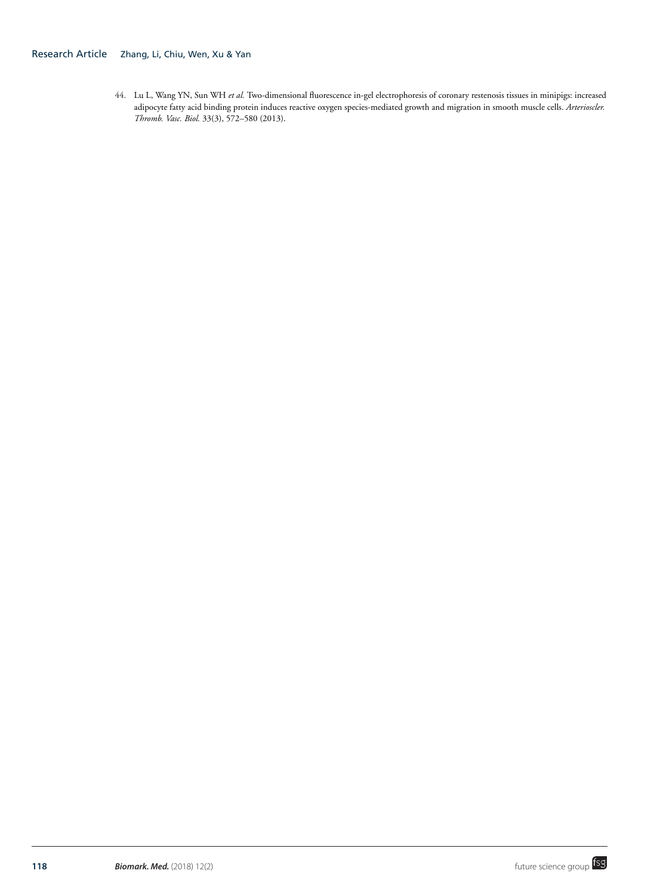44. Lu L, Wang YN, Sun WH *et al.* Two-dimensional fluorescence in-gel electrophoresis of coronary restenosis tissues in minipigs: increased adipocyte fatty acid binding protein induces reactive oxygen species-mediated growth and migration in smooth muscle cells. *Arterioscler. Thromb. Vasc. Biol.* 33(3), 572–580 (2013).